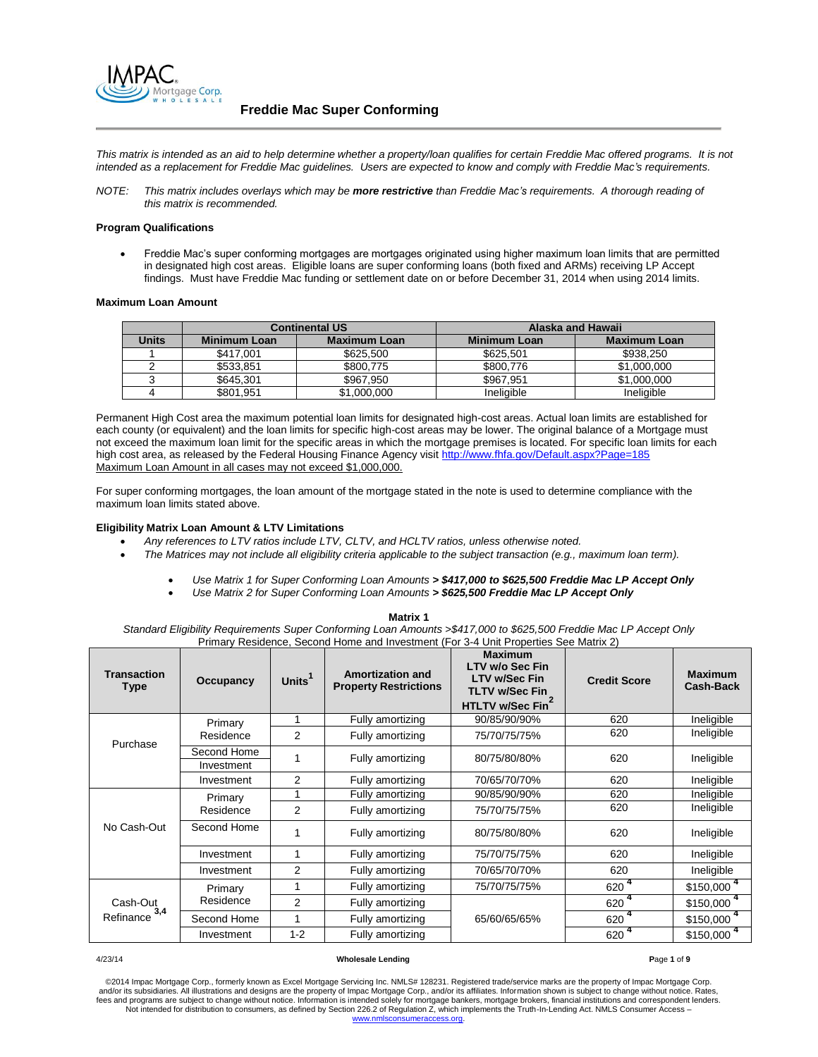# Freddie Mac Super Conforming

*This matrix is intended as an aid to help determine whether a property/loan qualifies for certain Freddie Mac offered programs. It is not intended as a replacement for Freddie Mac guidelines. Users are expected to know and comply with Freddie Mac's requirements.*

*NOTE: This matrix includes overlays which may be **more restrictive** than Freddie Mac's requirements. A thorough reading of this matrix is recommended.*

**Program Qualifications**

- Freddie Mac's super conforming mortgages are mortgages originated using higher maximum loan limits that are permitted in designated high cost areas. Eligible loans are super conforming loans (both fixed and ARMs) receiving LP Accept findings. Must have Freddie Mac funding or settlement date on or before December 31, 2014 when using 2014 limits.

**Maximum Loan Amount**

| | Continental US | | Alaska and Hawaii | |
|---|---|---|---|---|
| **Units** | **Minimum Loan** | **Maximum Loan** | **Minimum Loan** | **Maximum Loan** |
| 1 | $417,001 | $625,500 | $625,501 | $938,250 |
| 2 | $533,851 | $800,775 | $800,776 | $1,000,000 |
| 3 | $645,301 | $967,950 | $967,951 | $1,000,000 |
| 4 | $801,951 | $1,000,000 | Ineligible | Ineligible |

Permanent High Cost area the maximum potential loan limits for designated high-cost areas. Actual loan limits are established for each county (or equivalent) and the loan limits for specific high-cost areas may be lower. The original balance of a Mortgage must not exceed the maximum loan limit for the specific areas in which the mortgage premises is located. For specific loan limits for each high cost area, as released by the Federal Housing Finance Agency visit http://www.fhfa.gov/Default.aspx?Page=185
Maximum Loan Amount in all cases may not exceed $1,000,000.

For super conforming mortgages, the loan amount of the mortgage stated in the note is used to determine compliance with the maximum loan limits stated above.

**Eligibility Matrix Loan Amount & LTV Limitations**

- *Any references to LTV ratios include LTV, CLTV, and HCLTV ratios, unless otherwise noted.*
- *The Matrices may not include all eligibility criteria applicable to the subject transaction (e.g., maximum loan term).*
  - *Use Matrix 1 for Super Conforming Loan Amounts **> $417,000 to $625,500 Freddie Mac LP Accept Only***
  - *Use Matrix 2 for Super Conforming Loan Amounts **> $625,500 Freddie Mac LP Accept Only***

**Matrix 1**

*Standard Eligibility Requirements Super Conforming Loan Amounts >$417,000 to $625,500 Freddie Mac LP Accept Only*
Primary Residence, Second Home and Investment (For 3-4 Unit Properties See Matrix 2)

| Transaction Type | Occupancy | Units[1] | Amortization and Property Restrictions | Maximum LTV w/o Sec Fin LTV w/Sec Fin TLTV w/Sec Fin HTLTV w/Sec Fin[2] | Credit Score | Maximum Cash-Back |
|---|---|---|---|---|---|---|
| Purchase | Primary Residence | 1 | Fully amortizing | 90/85/90/90% | 620 | Ineligible |
| | Primary Residence | 2 | Fully amortizing | 75/70/75/75% | 620 | Ineligible |
| | Second Home / Investment | 1 | Fully amortizing | 80/75/80/80% | 620 | Ineligible |
| | Investment | 2 | Fully amortizing | 70/65/70/70% | 620 | Ineligible |
| No Cash-Out | Primary Residence | 1 | Fully amortizing | 90/85/90/90% | 620 | Ineligible |
| | Primary Residence | 2 | Fully amortizing | 75/70/75/75% | 620 | Ineligible |
| | Second Home | 1 | Fully amortizing | 80/75/80/80% | 620 | Ineligible |
| | Investment | 1 | Fully amortizing | 75/70/75/75% | 620 | Ineligible |
| | Investment | 2 | Fully amortizing | 70/65/70/70% | 620 | Ineligible |
| Cash-Out Refinance[3,4] | Primary Residence | 1 | Fully amortizing | 75/70/75/75% | 620[4] | $150,000[4] |
| | Primary Residence | 2 | Fully amortizing | 65/60/65/65% | 620[4] | $150,000[4] |
| | Second Home | 1 | Fully amortizing | 65/60/65/65% | 620[4] | $150,000[4] |
| | Investment | 1-2 | Fully amortizing | 65/60/65/65% | 620[4] | $150,000[4] |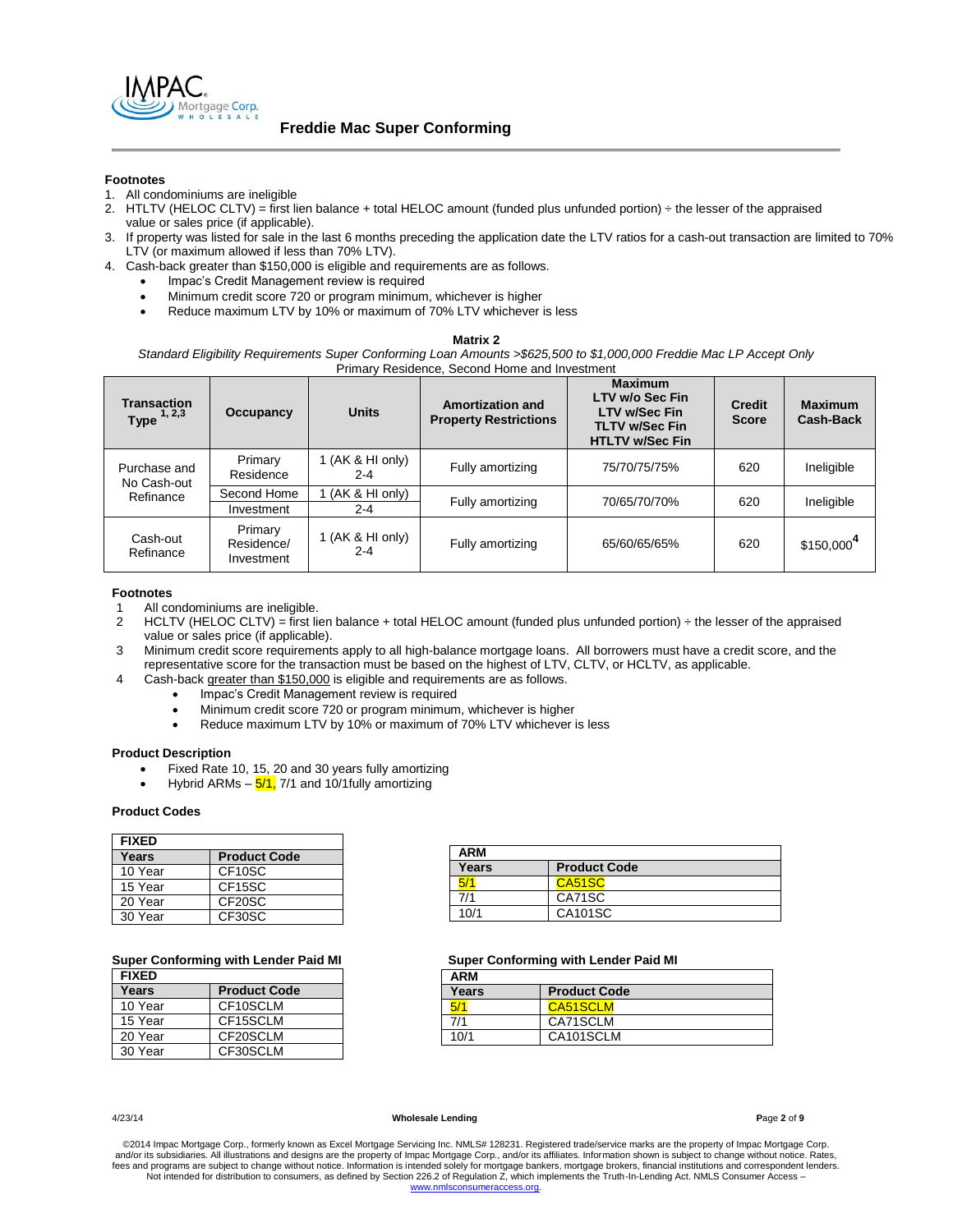## Freddie Mac Super Conforming

**Footnotes**

1. All condominiums are ineligible
2. HTLTV (HELOC CLTV) = first lien balance + total HELOC amount (funded plus unfunded portion) ÷ the lesser of the appraised value or sales price (if applicable).
3. If property was listed for sale in the last 6 months preceding the application date the LTV ratios for a cash-out transaction are limited to 70% LTV (or maximum allowed if less than 70% LTV).
4. Cash-back greater than $150,000 is eligible and requirements are as follows.
   - Impac's Credit Management review is required
   - Minimum credit score 720 or program minimum, whichever is higher
   - Reduce maximum LTV by 10% or maximum of 70% LTV whichever is less

**Matrix 2**

*Standard Eligibility Requirements Super Conforming Loan Amounts >$625,500 to $1,000,000 Freddie Mac LP Accept Only*

Primary Residence, Second Home and Investment

| Transaction Type [1, 2,3] | Occupancy | Units | Amortization and Property Restrictions | Maximum LTV w/o Sec Fin LTV w/Sec Fin TLTV w/Sec Fin HTLTV w/Sec Fin | Credit Score | Maximum Cash-Back |
|---|---|---|---|---|---|---|
| Purchase and No Cash-out Refinance | Primary Residence | 1 (AK & HI only) 2-4 | Fully amortizing | 75/70/75/75% | 620 | Ineligible |
| | Second Home | 1 (AK & HI only) | Fully amortizing | 70/65/70/70% | 620 | Ineligible |
| | Investment | 2-4 | | | | |
| Cash-out Refinance | Primary Residence/ Investment | 1 (AK & HI only) 2-4 | Fully amortizing | 65/60/65/65% | 620 | $150,000[4] |

**Footnotes**

1. All condominiums are ineligible.
2. HCLTV (HELOC CLTV) = first lien balance + total HELOC amount (funded plus unfunded portion) ÷ the lesser of the appraised value or sales price (if applicable).
3. Minimum credit score requirements apply to all high-balance mortgage loans. All borrowers must have a credit score, and the representative score for the transaction must be based on the highest of LTV, CLTV, or HCLTV, as applicable.
4. Cash-back greater than $150,000 is eligible and requirements are as follows.
   - Impac's Credit Management review is required
   - Minimum credit score 720 or program minimum, whichever is higher
   - Reduce maximum LTV by 10% or maximum of 70% LTV whichever is less

**Product Description**

- Fixed Rate 10, 15, 20 and 30 years fully amortizing
- Hybrid ARMs – 5/1, 7/1 and 10/1fully amortizing

**Product Codes**

| FIXED | |
|---|---|
| **Years** | **Product Code** |
| 10 Year | CF10SC |
| 15 Year | CF15SC |
| 20 Year | CF20SC |
| 30 Year | CF30SC |

| ARM | |
|---|---|
| **Years** | **Product Code** |
| 5/1 | CA51SC |
| 7/1 | CA71SC |
| 10/1 | CA101SC |

**Super Conforming with Lender Paid MI**

| FIXED | |
|---|---|
| **Years** | **Product Code** |
| 10 Year | CF10SCLM |
| 15 Year | CF15SCLM |
| 20 Year | CF20SCLM |
| 30 Year | CF30SCLM |

**Super Conforming with Lender Paid MI**

| ARM | |
|---|---|
| **Years** | **Product Code** |
| 5/1 | CA51SCLM |
| 7/1 | CA71SCLM |
| 10/1 | CA101SCLM |

4/23/14 Wholesale Lending

©2014 Impac Mortgage Corp., formerly known as Excel Mortgage Servicing Inc. NMLS# 128231. Registered trade/service marks are the property of Impac Mortgage Corp. and/or its subsidiaries. All illustrations and designs are the property of Impac Mortgage Corp., and/or its affiliates. Information shown is subject to change without notice. Rates, fees and programs are subject to change without notice. Information is intended solely for mortgage bankers, mortgage brokers, financial institutions and correspondent lenders. Not intended for distribution to consumers, as defined by Section 226.2 of Regulation Z, which implements the Truth-In-Lending Act. NMLS Consumer Access – www.nmlsconsumeraccess.org.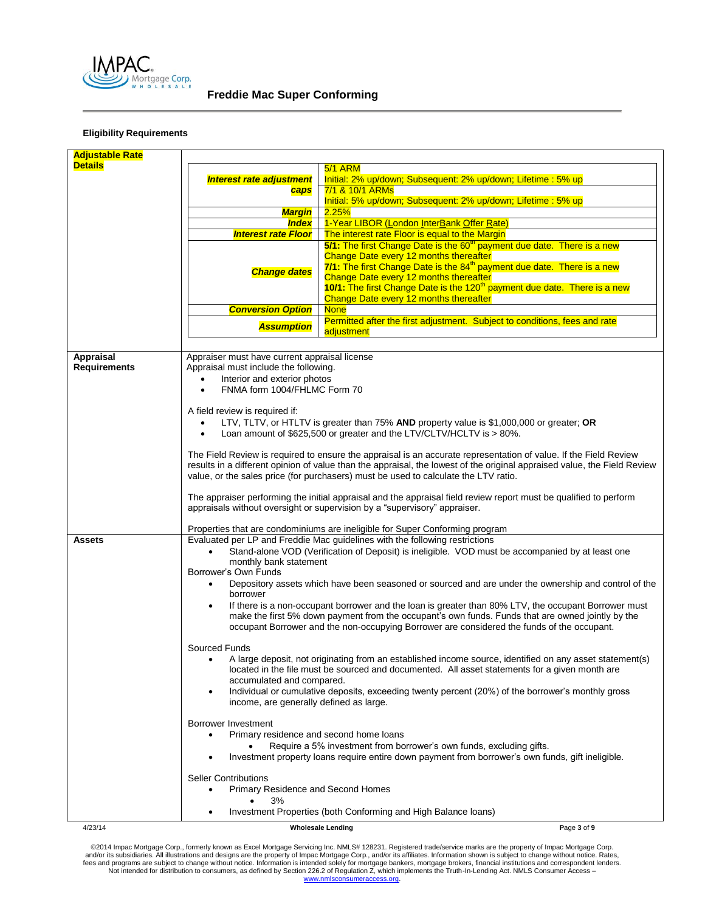## Freddie Mac Super Conforming

### Eligibility Requirements

**Adjustable Rate Details**

| | |
|---|---|
| ***Interest rate adjustment caps*** | 5/1 ARM<br>Initial: 2% up/down; Subsequent: 2% up/down; Lifetime : 5% up<br>7/1 & 10/1 ARMs<br>Initial: 5% up/down; Subsequent: 2% up/down; Lifetime : 5% up |
| ***Margin*** | 2.25% |
| ***Index*** | 1-Year LIBOR (London InterBank Offer Rate) |
| ***Interest rate Floor*** | The interest rate Floor is equal to the Margin |
| ***Change dates*** | **5/1:** The first Change Date is the 60th payment due date. There is a new Change Date every 12 months thereafter<br>**7/1:** The first Change Date is the 84th payment due date. There is a new Change Date every 12 months thereafter<br>**10/1:** The first Change Date is the 120th payment due date. There is a new Change Date every 12 months thereafter |
| ***Conversion Option*** | None |
| ***Assumption*** | Permitted after the first adjustment. Subject to conditions, fees and rate adjustment |

**Appraisal Requirements**

Appraiser must have current appraisal license

Appraisal must include the following.

- Interior and exterior photos
- FNMA form 1004/FHLMC Form 70

A field review is required if:

- LTV, TLTV, or HTLTV is greater than 75% **AND** property value is $1,000,000 or greater; **OR**
- Loan amount of $625,500 or greater and the LTV/CLTV/HCLTV is > 80%.

The Field Review is required to ensure the appraisal is an accurate representation of value. If the Field Review results in a different opinion of value than the appraisal, the lowest of the original appraised value, the Field Review value, or the sales price (for purchasers) must be used to calculate the LTV ratio.

The appraiser performing the initial appraisal and the appraisal field review report must be qualified to perform appraisals without oversight or supervision by a "supervisory" appraiser.

Properties that are condominiums are ineligible for Super Conforming program

**Assets**

Evaluated per LP and Freddie Mac guidelines with the following restrictions

- Stand-alone VOD (Verification of Deposit) is ineligible. VOD must be accompanied by at least one monthly bank statement

Borrower's Own Funds

- Depository assets which have been seasoned or sourced and are under the ownership and control of the borrower
- If there is a non-occupant borrower and the loan is greater than 80% LTV, the occupant Borrower must make the first 5% down payment from the occupant's own funds. Funds that are owned jointly by the occupant Borrower and the non-occupying Borrower are considered the funds of the occupant.

Sourced Funds

- A large deposit, not originating from an established income source, identified on any asset statement(s) located in the file must be sourced and documented. All asset statements for a given month are accumulated and compared.
- Individual or cumulative deposits, exceeding twenty percent (20%) of the borrower's monthly gross income, are generally defined as large.

Borrower Investment

- Primary residence and second home loans
  - Require a 5% investment from borrower's own funds, excluding gifts.
- Investment property loans require entire down payment from borrower's own funds, gift ineligible.

Seller Contributions

- Primary Residence and Second Homes
  - 3%
- Investment Properties (both Conforming and High Balance loans)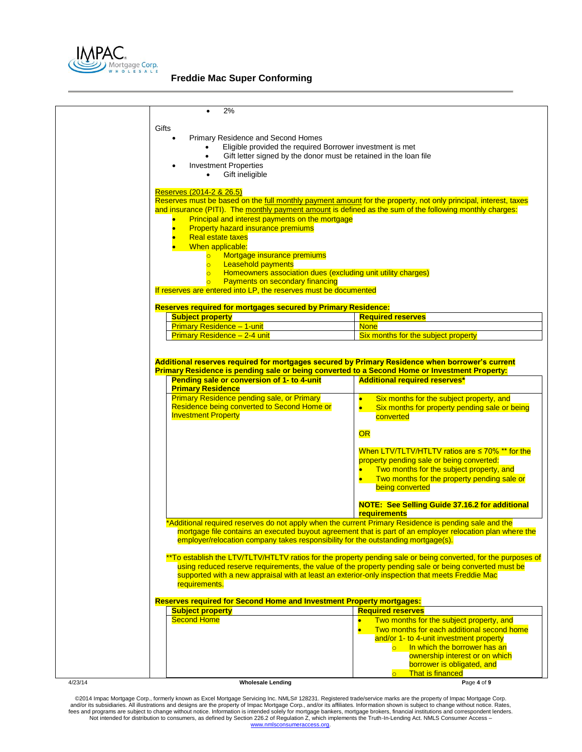- 2%

Gifts

- Primary Residence and Second Homes
  - Eligible provided the required Borrower investment is met
  - Gift letter signed by the donor must be retained in the loan file
- Investment Properties
  - Gift ineligible

Reserves (2014-2 & 26.5)

Reserves must be based on the full monthly payment amount for the property, not only principal, interest, taxes and insurance (PITI). The monthly payment amount is defined as the sum of the following monthly charges:

- Principal and interest payments on the mortgage
- Property hazard insurance premiums
- Real estate taxes
- When applicable:
  - Mortgage insurance premiums
  - Leasehold payments
  - Homeowners association dues (excluding unit utility charges)
  - Payments on secondary financing

If reserves are entered into LP, the reserves must be documented

**Reserves required for mortgages secured by Primary Residence:**

| Subject property | Required reserves |
|---|---|
| Primary Residence – 1-unit | None |
| Primary Residence – 2-4 unit | Six months for the subject property |

**Additional reserves required for mortgages secured by Primary Residence when borrower's current Primary Residence is pending sale or being converted to a Second Home or Investment Property:**

| Pending sale or conversion of 1- to 4-unit Primary Residence | Additional required reserves* |
|---|---|
| Primary Residence pending sale, or Primary Residence being converted to Second Home or Investment Property | • Six months for the subject property, and<br>• Six months for property pending sale or being converted<br><br>OR<br><br>When LTV/TLTV/HTLTV ratios are ≤ 70% ** for the property pending sale or being converted:<br>• Two months for the subject property, and<br>• Two months for the property pending sale or being converted<br><br>**NOTE: See Selling Guide 37.16.2 for additional requirements** |

*Additional required reserves do not apply when the current Primary Residence is pending sale and the mortgage file contains an executed buyout agreement that is part of an employer relocation plan where the employer/relocation company takes responsibility for the outstanding mortgage(s).

**To establish the LTV/TLTV/HTLTV ratios for the property pending sale or being converted, for the purposes of using reduced reserve requirements, the value of the property pending sale or being converted must be supported with a new appraisal with at least an exterior-only inspection that meets Freddie Mac requirements.

**Reserves required for Second Home and Investment Property mortgages:**

| Subject property | Required reserves |
|---|---|
| Second Home | • Two months for the subject property, and<br>• Two months for each additional second home and/or 1- to 4-unit investment property<br>  ○ In which the borrower has an ownership interest or on which borrower is obligated, and<br>  ○ That is financed |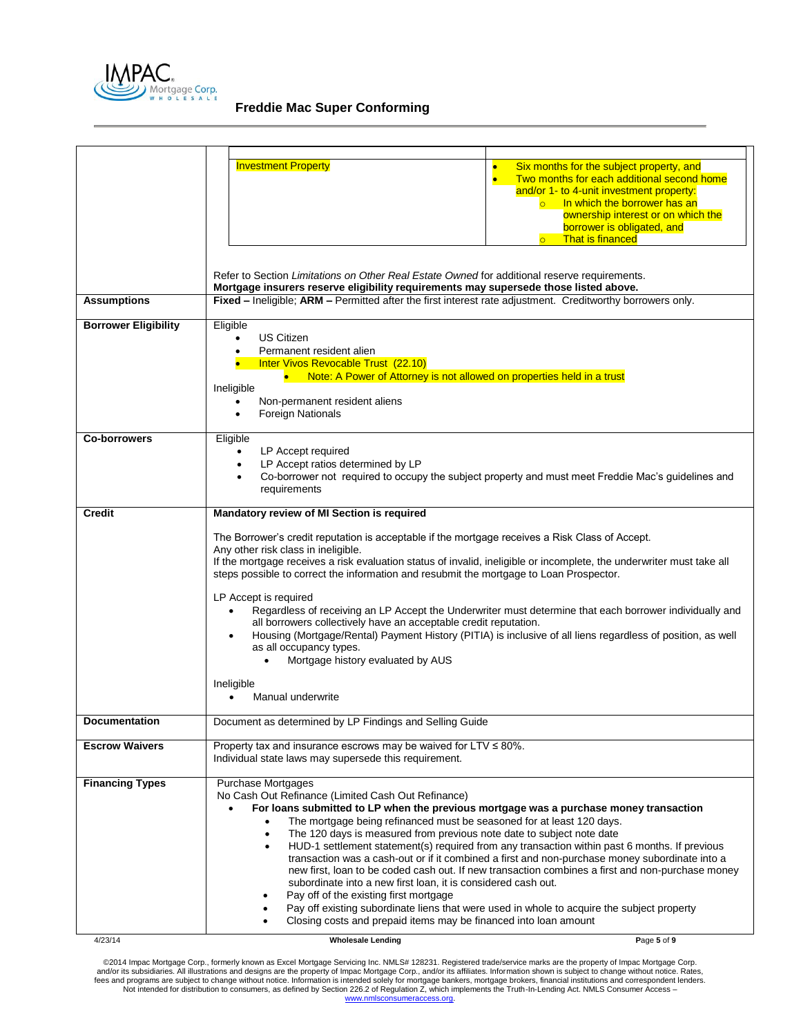## Freddie Mac Super Conforming

| | |
|---|---|
| | <table><tr><td>Investment Property</td><td>• Six months for the subject property, and<br>• Two months for each additional second home and/or 1- to 4-unit investment property:<br>  ○ In which the borrower has an ownership interest or on which the borrower is obligated, and<br>  ○ That is financed</td></tr></table><br><br>Refer to Section *Limitations on Other Real Estate Owned* for additional reserve requirements.<br>**Mortgage insurers reserve eligibility requirements may supersede those listed above.** |
| **Assumptions** | **Fixed –** Ineligible; **ARM –** Permitted after the first interest rate adjustment. Creditworthy borrowers only. |
| **Borrower Eligibility** | Eligible<br>• US Citizen<br>• Permanent resident alien<br>• Inter Vivos Revocable Trust (22.10)<br>  • Note: A Power of Attorney is not allowed on properties held in a trust<br><br>Ineligible<br>• Non-permanent resident aliens<br>• Foreign Nationals |
| **Co-borrowers** | Eligible<br>• LP Accept required<br>• LP Accept ratios determined by LP<br>• Co-borrower not required to occupy the subject property and must meet Freddie Mac's guidelines and requirements |
| **Credit** | **Mandatory review of MI Section is required**<br><br>The Borrower's credit reputation is acceptable if the mortgage receives a Risk Class of Accept.<br>Any other risk class in ineligible.<br>If the mortgage receives a risk evaluation status of invalid, ineligible or incomplete, the underwriter must take all steps possible to correct the information and resubmit the mortgage to Loan Prospector.<br><br>LP Accept is required<br>• Regardless of receiving an LP Accept the Underwriter must determine that each borrower individually and all borrowers collectively have an acceptable credit reputation.<br>• Housing (Mortgage/Rental) Payment History (PITIA) is inclusive of all liens regardless of position, as well as all occupancy types.<br>  • Mortgage history evaluated by AUS<br><br>Ineligible<br>• Manual underwrite |
| **Documentation** | Document as determined by LP Findings and Selling Guide |
| **Escrow Waivers** | Property tax and insurance escrows may be waived for LTV ≤ 80%.<br>Individual state laws may supersede this requirement. |
| **Financing Types** | Purchase Mortgages<br>No Cash Out Refinance (Limited Cash Out Refinance)<br>• **For loans submitted to LP when the previous mortgage was a purchase money transaction**<br>  • The mortgage being refinanced must be seasoned for at least 120 days.<br>  • The 120 days is measured from previous note date to subject note date<br>  • HUD-1 settlement statement(s) required from any transaction within past 6 months. If previous transaction was a cash-out or if it combined a first and non-purchase money subordinate into a new first, loan to be coded cash out. If new transaction combines a first and non-purchase money subordinate into a new first loan, it is considered cash out.<br>  • Pay off of the existing first mortgage<br>  • Pay off existing subordinate liens that were used in whole to acquire the subject property<br>  • Closing costs and prepaid items may be financed into loan amount |

4/23/14 Wholesale Lending

©2014 Impac Mortgage Corp., formerly known as Excel Mortgage Servicing Inc. NMLS# 128231. Registered trade/service marks are the property of Impac Mortgage Corp. and/or its subsidiaries. All illustrations and designs are the property of Impac Mortgage Corp., and/or its affiliates. Information shown is subject to change without notice. Rates, fees and programs are subject to change without notice. Information is intended solely for mortgage bankers, mortgage brokers, financial institutions and correspondent lenders. Not intended for distribution to consumers, as defined by Section 226.2 of Regulation Z, which implements the Truth-In-Lending Act. NMLS Consumer Access – www.nmlsconsumeraccess.org.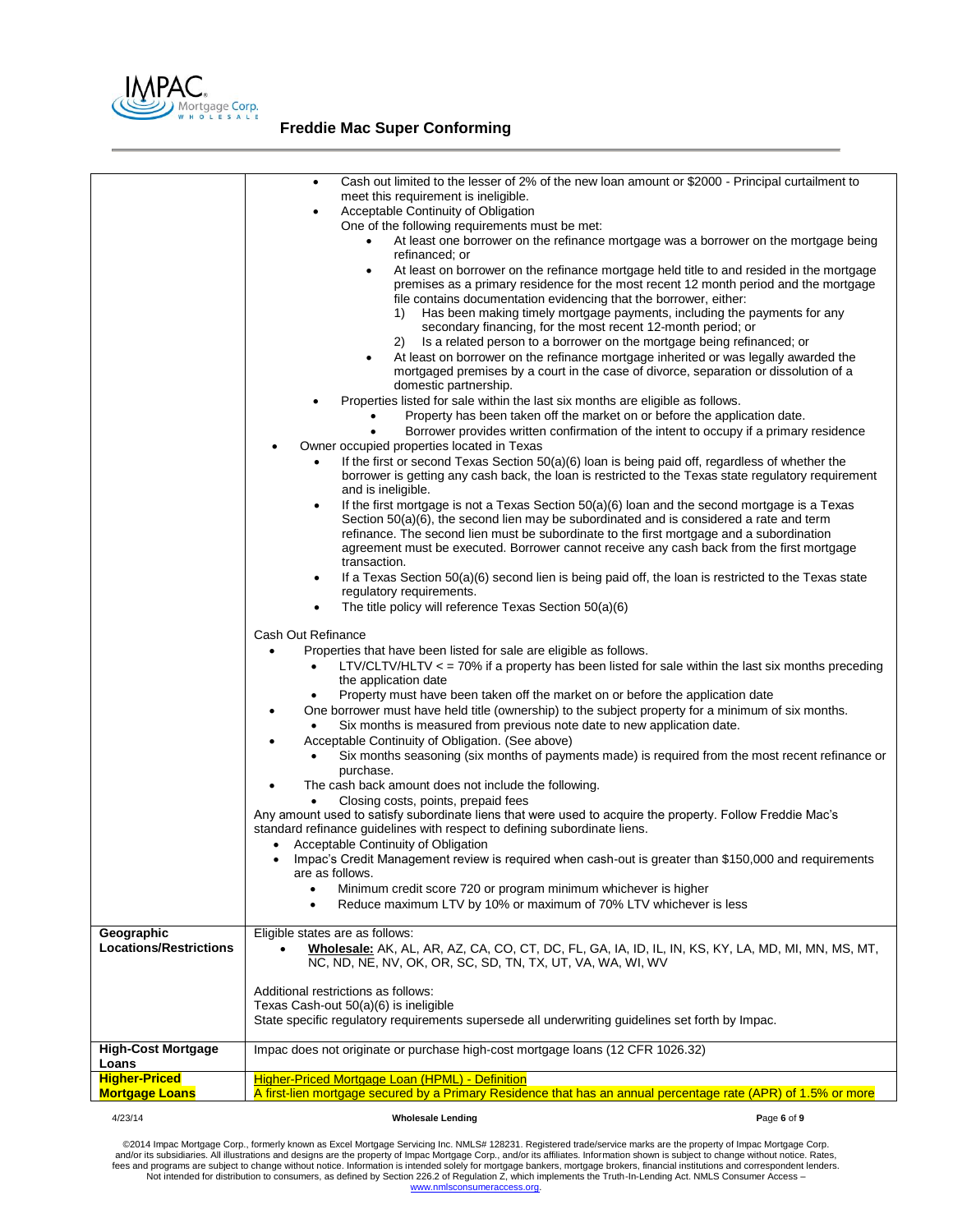## Freddie Mac Super Conforming

| | |
|---|---|
| | • Cash out limited to the lesser of 2% of the new loan amount or $2000 - Principal curtailment to meet this requirement is ineligible.<br>• Acceptable Continuity of Obligation<br>One of the following requirements must be met:<br>  • At least one borrower on the refinance mortgage was a borrower on the mortgage being refinanced; or<br>  • At least on borrower on the refinance mortgage held title to and resided in the mortgage premises as a primary residence for the most recent 12 month period and the mortgage file contains documentation evidencing that the borrower, either:<br>    1) Has been making timely mortgage payments, including the payments for any secondary financing, for the most recent 12-month period; or<br>    2) Is a related person to a borrower on the mortgage being refinanced; or<br>  • At least on borrower on the refinance mortgage inherited or was legally awarded the mortgaged premises by a court in the case of divorce, separation or dissolution of a domestic partnership.<br>• Properties listed for sale within the last six months are eligible as follows.<br>  • Property has been taken off the market on or before the application date.<br>  • Borrower provides written confirmation of the intent to occupy if a primary residence<br>• Owner occupied properties located in Texas<br>  • If the first or second Texas Section 50(a)(6) loan is being paid off, regardless of whether the borrower is getting any cash back, the loan is restricted to the Texas state regulatory requirement and is ineligible.<br>  • If the first mortgage is not a Texas Section 50(a)(6) loan and the second mortgage is a Texas Section 50(a)(6), the second lien may be subordinated and is considered a rate and term refinance. The second lien must be subordinate to the first mortgage and a subordination agreement must be executed. Borrower cannot receive any cash back from the first mortgage transaction.<br>  • If a Texas Section 50(a)(6) second lien is being paid off, the loan is restricted to the Texas state regulatory requirements.<br>  • The title policy will reference Texas Section 50(a)(6)<br><br>Cash Out Refinance<br>• Properties that have been listed for sale are eligible as follows.<br>  • LTV/CLTV/HLTV < = 70% if a property has been listed for sale within the last six months preceding the application date<br>  • Property must have been taken off the market on or before the application date<br>• One borrower must have held title (ownership) to the subject property for a minimum of six months.<br>  • Six months is measured from previous note date to new application date.<br>• Acceptable Continuity of Obligation. (See above)<br>  • Six months seasoning (six months of payments made) is required from the most recent refinance or purchase.<br>• The cash back amount does not include the following.<br>  • Closing costs, points, prepaid fees<br>Any amount used to satisfy subordinate liens that were used to acquire the property. Follow Freddie Mac's standard refinance guidelines with respect to defining subordinate liens.<br>• Acceptable Continuity of Obligation<br>• Impac's Credit Management review is required when cash-out is greater than $150,000 and requirements are as follows.<br>  • Minimum credit score 720 or program minimum whichever is higher<br>  • Reduce maximum LTV by 10% or maximum of 70% LTV whichever is less |
| **Geographic Locations/Restrictions** | Eligible states are as follows:<br>• **Wholesale:** AK, AL, AR, AZ, CA, CO, CT, DC, FL, GA, IA, ID, IL, IN, KS, KY, LA, MD, MI, MN, MS, MT, NC, ND, NE, NV, OK, OR, SC, SD, TN, TX, UT, VA, WA, WI, WV<br><br>Additional restrictions as follows:<br>Texas Cash-out 50(a)(6) is ineligible<br>State specific regulatory requirements supersede all underwriting guidelines set forth by Impac. |
| **High-Cost Mortgage Loans** | Impac does not originate or purchase high-cost mortgage loans (12 CFR 1026.32) |
| **Higher-Priced Mortgage Loans** | Higher-Priced Mortgage Loan (HPML) - Definition<br>A first-lien mortgage secured by a Primary Residence that has an annual percentage rate (APR) of 1.5% or more |

©2014 Impac Mortgage Corp., formerly known as Excel Mortgage Servicing Inc. NMLS# 128231. Registered trade/service marks are the property of Impac Mortgage Corp. and/or its subsidiaries. All illustrations and designs are the property of Impac Mortgage Corp., and/or its affiliates. Information shown is subject to change without notice. Rates, fees and programs are subject to change without notice. Information is intended solely for mortgage bankers, mortgage brokers, financial institutions and correspondent lenders. Not intended for distribution to consumers, as defined by Section 226.2 of Regulation Z, which implements the Truth-In-Lending Act. NMLS Consumer Access – www.nmlsconsumeraccess.org.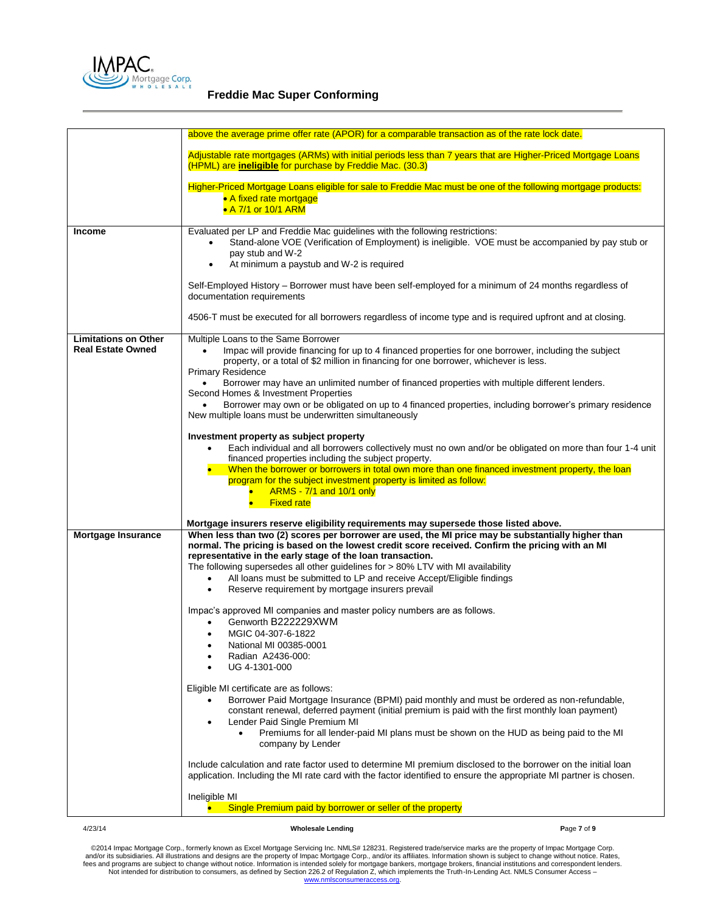| | |
|---|---|
| | above the average prime offer rate (APOR) for a comparable transaction as of the rate lock date.<br><br>Adjustable rate mortgages (ARMs) with initial periods less than 7 years that are Higher-Priced Mortgage Loans (HPML) are **ineligible** for purchase by Freddie Mac. (30.3)<br><br>Higher-Priced Mortgage Loans eligible for sale to Freddie Mac must be one of the following mortgage products:<br>• A fixed rate mortgage<br>• A 7/1 or 10/1 ARM |
| **Income** | Evaluated per LP and Freddie Mac guidelines with the following restrictions:<br>• Stand-alone VOE (Verification of Employment) is ineligible. VOE must be accompanied by pay stub or pay stub and W-2<br>• At minimum a paystub and W-2 is required<br><br>Self-Employed History – Borrower must have been self-employed for a minimum of 24 months regardless of documentation requirements<br><br>4506-T must be executed for all borrowers regardless of income type and is required upfront and at closing. |
| **Limitations on Other Real Estate Owned** | Multiple Loans to the Same Borrower<br>• Impac will provide financing for up to 4 financed properties for one borrower, including the subject property, or a total of $2 million in financing for one borrower, whichever is less.<br>Primary Residence<br>• Borrower may have an unlimited number of financed properties with multiple different lenders.<br>Second Homes & Investment Properties<br>• Borrower may own or be obligated on up to 4 financed properties, including borrower's primary residence<br>New multiple loans must be underwritten simultaneously<br><br>**Investment property as subject property**<br>• Each individual and all borrowers collectively must no own and/or be obligated on more than four 1-4 unit financed properties including the subject property.<br>• When the borrower or borrowers in total own more than one financed investment property, the loan program for the subject investment property is limited as follow:<br>&nbsp;&nbsp;&nbsp;&nbsp;• ARMS - 7/1 and 10/1 only<br>&nbsp;&nbsp;&nbsp;&nbsp;• Fixed rate<br><br>**Mortgage insurers reserve eligibility requirements may supersede those listed above.** |
| **Mortgage Insurance** | **When less than two (2) scores per borrower are used, the MI price may be substantially higher than normal. The pricing is based on the lowest credit score received. Confirm the pricing with an MI representative in the early stage of the loan transaction.**<br>The following supersedes all other guidelines for > 80% LTV with MI availability<br>• All loans must be submitted to LP and receive Accept/Eligible findings<br>• Reserve requirement by mortgage insurers prevail<br><br>Impac's approved MI companies and master policy numbers are as follows.<br>• Genworth B222229XWM<br>• MGIC 04-307-6-1822<br>• National MI 00385-0001<br>• Radian A2436-000:<br>• UG 4-1301-000<br><br>Eligible MI certificate are as follows:<br>• Borrower Paid Mortgage Insurance (BPMI) paid monthly and must be ordered as non-refundable, constant renewal, deferred payment (initial premium is paid with the first monthly loan payment)<br>• Lender Paid Single Premium MI<br>&nbsp;&nbsp;&nbsp;&nbsp;• Premiums for all lender-paid MI plans must be shown on the HUD as being paid to the MI company by Lender<br><br>Include calculation and rate factor used to determine MI premium disclosed to the borrower on the initial loan application. Including the MI rate card with the factor identified to ensure the appropriate MI partner is chosen.<br><br>Ineligible MI<br>• Single Premium paid by borrower or seller of the property |

©2014 Impac Mortgage Corp., formerly known as Excel Mortgage Servicing Inc. NMLS# 128231. Registered trade/service marks are the property of Impac Mortgage Corp. and/or its subsidiaries. All illustrations and designs are the property of Impac Mortgage Corp., and/or its affiliates. Information shown is subject to change without notice. Rates, fees and programs are subject to change without notice. Information is intended solely for mortgage bankers, mortgage brokers, financial institutions and correspondent lenders. Not intended for distribution to consumers, as defined by Section 226.2 of Regulation Z, which implements the Truth-In-Lending Act. NMLS Consumer Access – www.nmlsconsumeraccess.org.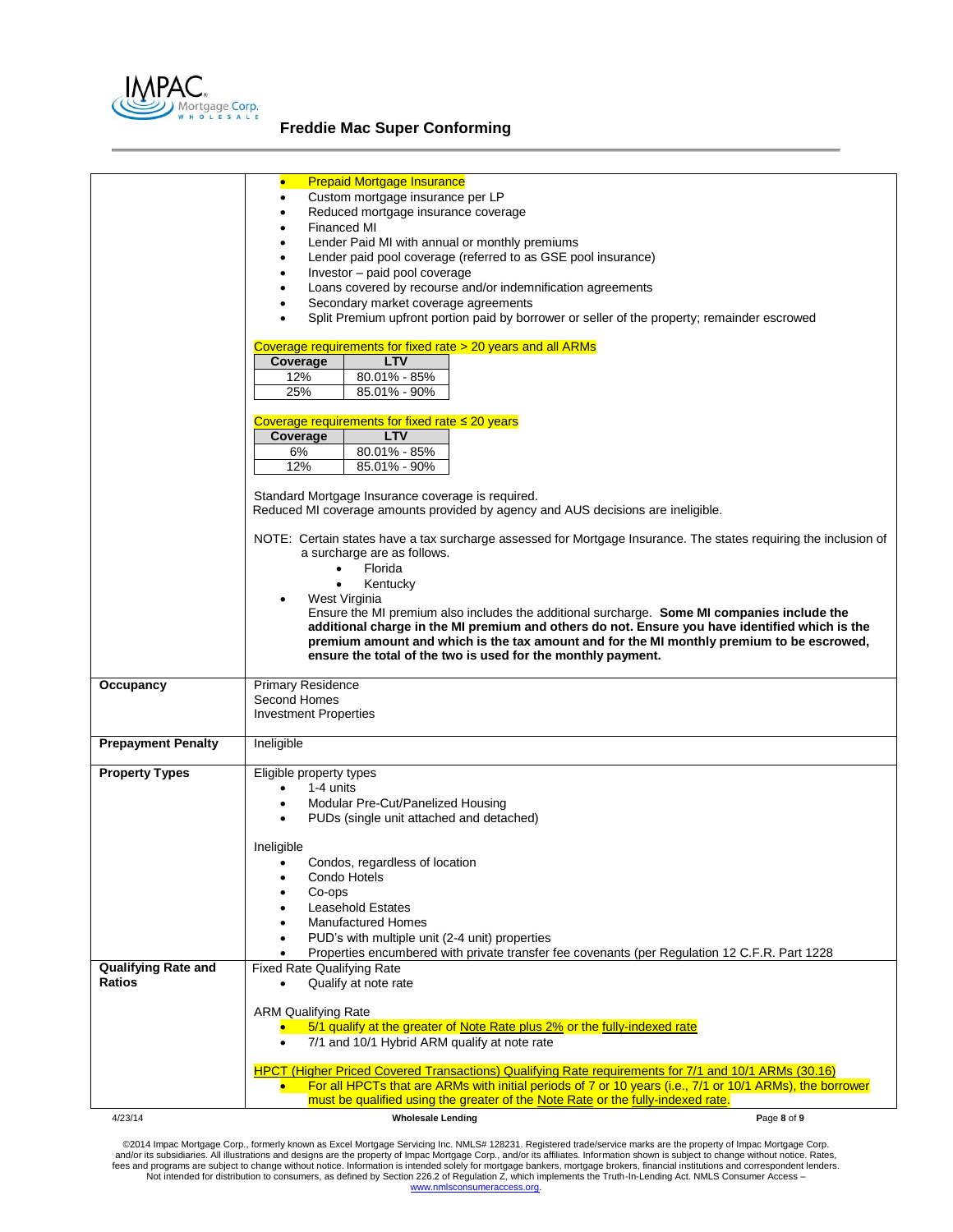# Freddie Mac Super Conforming

| | |
|---|---|
| | • Prepaid Mortgage Insurance<br>• Custom mortgage insurance per LP<br>• Reduced mortgage insurance coverage<br>• Financed MI<br>• Lender Paid MI with annual or monthly premiums<br>• Lender paid pool coverage (referred to as GSE pool insurance)<br>• Investor – paid pool coverage<br>• Loans covered by recourse and/or indemnification agreements<br>• Secondary market coverage agreements<br>• Split Premium upfront portion paid by borrower or seller of the property; remainder escrowed<br><br>Coverage requirements for fixed rate > 20 years and all ARMs<br><br>**Coverage** / **LTV**<br>12% / 80.01% - 85%<br>25% / 85.01% - 90%<br><br>Coverage requirements for fixed rate ≤ 20 years<br><br>**Coverage** / **LTV**<br>6% / 80.01% - 85%<br>12% / 85.01% - 90%<br><br>Standard Mortgage Insurance coverage is required.<br>Reduced MI coverage amounts provided by agency and AUS decisions are ineligible.<br><br>NOTE: Certain states have a tax surcharge assessed for Mortgage Insurance. The states requiring the inclusion of a surcharge are as follows.<br>• Florida<br>• Kentucky<br>• West Virginia<br>Ensure the MI premium also includes the additional surcharge. **Some MI companies include the additional charge in the MI premium and others do not. Ensure you have identified which is the premium amount and which is the tax amount and for the MI monthly premium to be escrowed, ensure the total of the two is used for the monthly payment.** |
| **Occupancy** | Primary Residence<br>Second Homes<br>Investment Properties |
| **Prepayment Penalty** | Ineligible |
| **Property Types** | Eligible property types<br>• 1-4 units<br>• Modular Pre-Cut/Panelized Housing<br>• PUDs (single unit attached and detached)<br><br>Ineligible<br>• Condos, regardless of location<br>• Condo Hotels<br>• Co-ops<br>• Leasehold Estates<br>• Manufactured Homes<br>• PUD's with multiple unit (2-4 unit) properties<br>• Properties encumbered with private transfer fee covenants (per Regulation 12 C.F.R. Part 1228 |
| **Qualifying Rate and Ratios** | Fixed Rate Qualifying Rate<br>• Qualify at note rate<br><br>ARM Qualifying Rate<br>• 5/1 qualify at the greater of Note Rate plus 2% or the fully-indexed rate<br>• 7/1 and 10/1 Hybrid ARM qualify at note rate<br><br>HPCT (Higher Priced Covered Transactions) Qualifying Rate requirements for 7/1 and 10/1 ARMs (30.16)<br>• For all HPCTs that are ARMs with initial periods of 7 or 10 years (i.e., 7/1 or 10/1 ARMs), the borrower must be qualified using the greater of the Note Rate or the fully-indexed rate. |

4/23/14 Wholesale Lending

©2014 Impac Mortgage Corp., formerly known as Excel Mortgage Servicing Inc. NMLS# 128231. Registered trade/service marks are the property of Impac Mortgage Corp. and/or its subsidiaries. All illustrations and designs are the property of Impac Mortgage Corp., and/or its affiliates. Information shown is subject to change without notice. Rates, fees and programs are subject to change without notice. Information is intended solely for mortgage bankers, mortgage brokers, financial institutions and correspondent lenders. Not intended for distribution to consumers, as defined by Section 226.2 of Regulation Z, which implements the Truth-In-Lending Act. NMLS Consumer Access – www.nmlsconsumeraccess.org.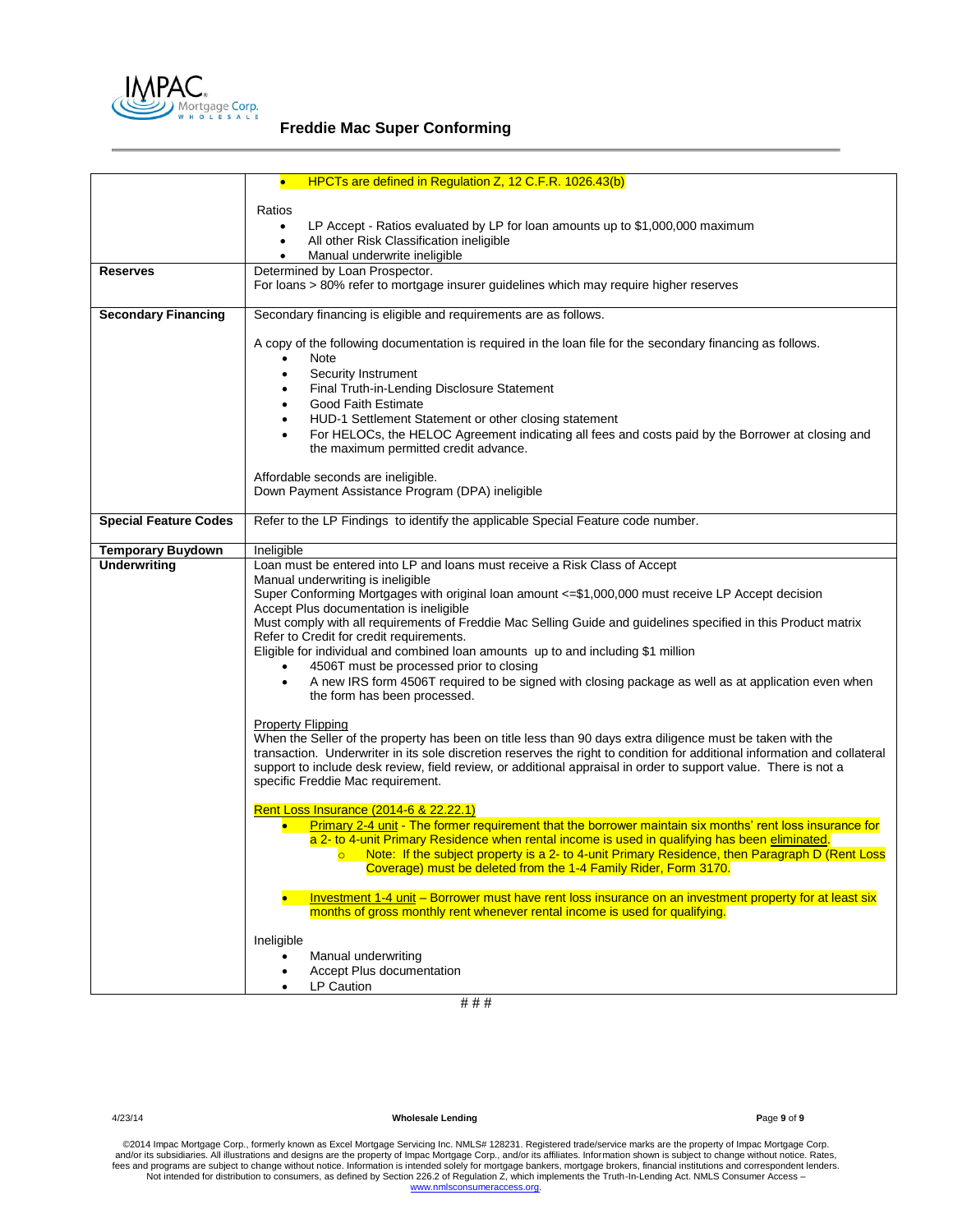| | |
|---|---|
| | • HPCTs are defined in Regulation Z, 12 C.F.R. 1026.43(b)<br><br>Ratios<br>• LP Accept - Ratios evaluated by LP for loan amounts up to $1,000,000 maximum<br>• All other Risk Classification ineligible<br>• Manual underwrite ineligible |
| **Reserves** | Determined by Loan Prospector.<br>For loans > 80% refer to mortgage insurer guidelines which may require higher reserves |
| **Secondary Financing** | Secondary financing is eligible and requirements are as follows.<br><br>A copy of the following documentation is required in the loan file for the secondary financing as follows.<br>• Note<br>• Security Instrument<br>• Final Truth-in-Lending Disclosure Statement<br>• Good Faith Estimate<br>• HUD-1 Settlement Statement or other closing statement<br>• For HELOCs, the HELOC Agreement indicating all fees and costs paid by the Borrower at closing and the maximum permitted credit advance.<br><br>Affordable seconds are ineligible.<br>Down Payment Assistance Program (DPA) ineligible |
| **Special Feature Codes** | Refer to the LP Findings to identify the applicable Special Feature code number. |
| **Temporary Buydown** | Ineligible |
| **Underwriting** | Loan must be entered into LP and loans must receive a Risk Class of Accept<br>Manual underwriting is ineligible<br>Super Conforming Mortgages with original loan amount <=$1,000,000 must receive LP Accept decision<br>Accept Plus documentation is ineligible<br>Must comply with all requirements of Freddie Mac Selling Guide and guidelines specified in this Product matrix<br>Refer to Credit for credit requirements.<br>Eligible for individual and combined loan amounts up to and including $1 million<br>• 4506T must be processed prior to closing<br>• A new IRS form 4506T required to be signed with closing package as well as at application even when the form has been processed.<br><br>Property Flipping<br>When the Seller of the property has been on title less than 90 days extra diligence must be taken with the transaction. Underwriter in its sole discretion reserves the right to condition for additional information and collateral support to include desk review, field review, or additional appraisal in order to support value. There is not a specific Freddie Mac requirement.<br><br>Rent Loss Insurance (2014-6 & 22.22.1)<br>• Primary 2-4 unit - The former requirement that the borrower maintain six months' rent loss insurance for a 2- to 4-unit Primary Residence when rental income is used in qualifying has been eliminated.<br>  ○ Note: If the subject property is a 2- to 4-unit Primary Residence, then Paragraph D (Rent Loss Coverage) must be deleted from the 1-4 Family Rider, Form 3170.<br><br>• Investment 1-4 unit – Borrower must have rent loss insurance on an investment property for at least six months of gross monthly rent whenever rental income is used for qualifying.<br><br>Ineligible<br>• Manual underwriting<br>• Accept Plus documentation<br>• LP Caution |

# # #

©2014 Impac Mortgage Corp., formerly known as Excel Mortgage Servicing Inc. NMLS# 128231. Registered trade/service marks are the property of Impac Mortgage Corp. and/or its subsidiaries. All illustrations and designs are the property of Impac Mortgage Corp., and/or its affiliates. Information shown is subject to change without notice. Rates, fees and programs are subject to change without notice. Information is intended solely for mortgage bankers, mortgage brokers, financial institutions and correspondent lenders. Not intended for distribution to consumers, as defined by Section 226.2 of Regulation Z, which implements the Truth-In-Lending Act. NMLS Consumer Access – www.nmlsconsumeraccess.org.